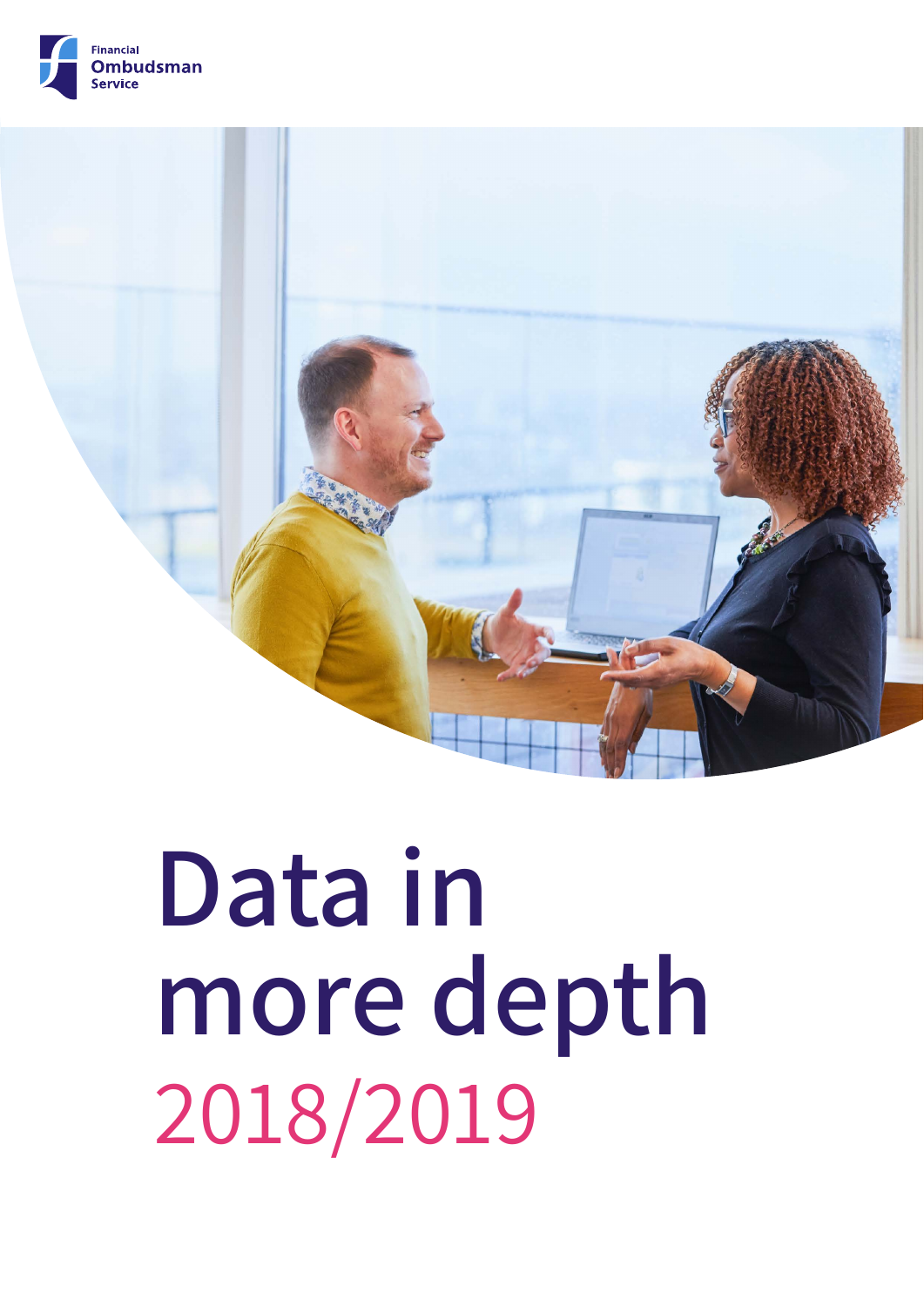Financial Ombudsman Service

# Data in more depth

## 2018/2019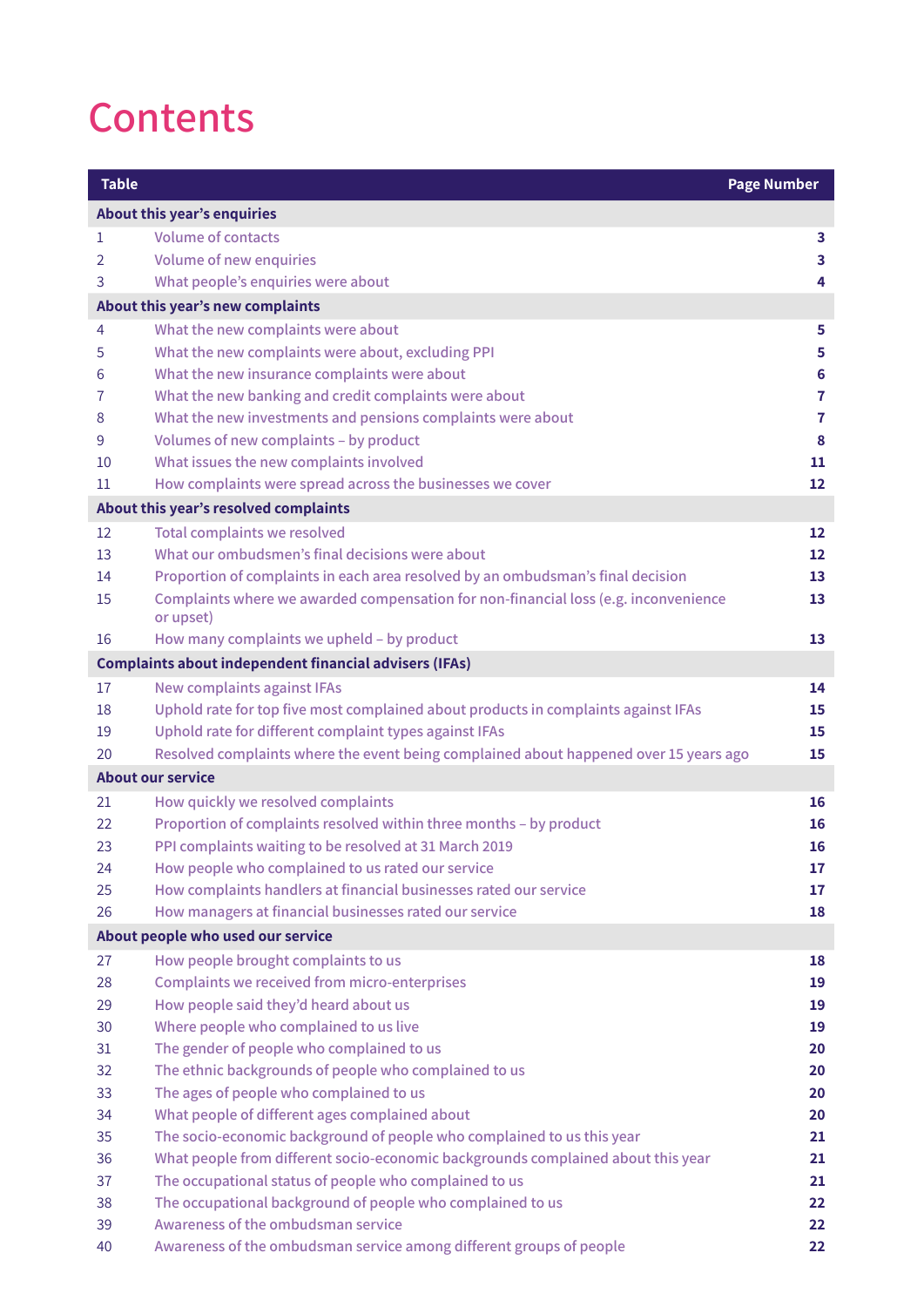# Contents

| Table | | Page Number |
|---|---|---|
| **About this year's enquiries** | | |
| 1 | Volume of contacts | **3** |
| 2 | Volume of new enquiries | **3** |
| 3 | What people's enquiries were about | **4** |
| **About this year's new complaints** | | |
| 4 | What the new complaints were about | **5** |
| 5 | What the new complaints were about, excluding PPI | **5** |
| 6 | What the new insurance complaints were about | **6** |
| 7 | What the new banking and credit complaints were about | **7** |
| 8 | What the new investments and pensions complaints were about | **7** |
| 9 | Volumes of new complaints – by product | **8** |
| 10 | What issues the new complaints involved | **11** |
| 11 | How complaints were spread across the businesses we cover | **12** |
| **About this year's resolved complaints** | | |
| 12 | Total complaints we resolved | **12** |
| 13 | What our ombudsmen's final decisions were about | **12** |
| 14 | Proportion of complaints in each area resolved by an ombudsman's final decision | **13** |
| 15 | Complaints where we awarded compensation for non-financial loss (e.g. inconvenience or upset) | **13** |
| 16 | How many complaints we upheld – by product | **13** |
| **Complaints about independent financial advisers (IFAs)** | | |
| 17 | New complaints against IFAs | **14** |
| 18 | Uphold rate for top five most complained about products in complaints against IFAs | **15** |
| 19 | Uphold rate for different complaint types against IFAs | **15** |
| 20 | Resolved complaints where the event being complained about happened over 15 years ago | **15** |
| **About our service** | | |
| 21 | How quickly we resolved complaints | **16** |
| 22 | Proportion of complaints resolved within three months – by product | **16** |
| 23 | PPI complaints waiting to be resolved at 31 March 2019 | **16** |
| 24 | How people who complained to us rated our service | **17** |
| 25 | How complaints handlers at financial businesses rated our service | **17** |
| 26 | How managers at financial businesses rated our service | **18** |
| **About people who used our service** | | |
| 27 | How people brought complaints to us | **18** |
| 28 | Complaints we received from micro-enterprises | **19** |
| 29 | How people said they'd heard about us | **19** |
| 30 | Where people who complained to us live | **19** |
| 31 | The gender of people who complained to us | **20** |
| 32 | The ethnic backgrounds of people who complained to us | **20** |
| 33 | The ages of people who complained to us | **20** |
| 34 | What people of different ages complained about | **20** |
| 35 | The socio-economic background of people who complained to us this year | **21** |
| 36 | What people from different socio-economic backgrounds complained about this year | **21** |
| 37 | The occupational status of people who complained to us | **21** |
| 38 | The occupational background of people who complained to us | **22** |
| 39 | Awareness of the ombudsman service | **22** |
| 40 | Awareness of the ombudsman service among different groups of people | **22** |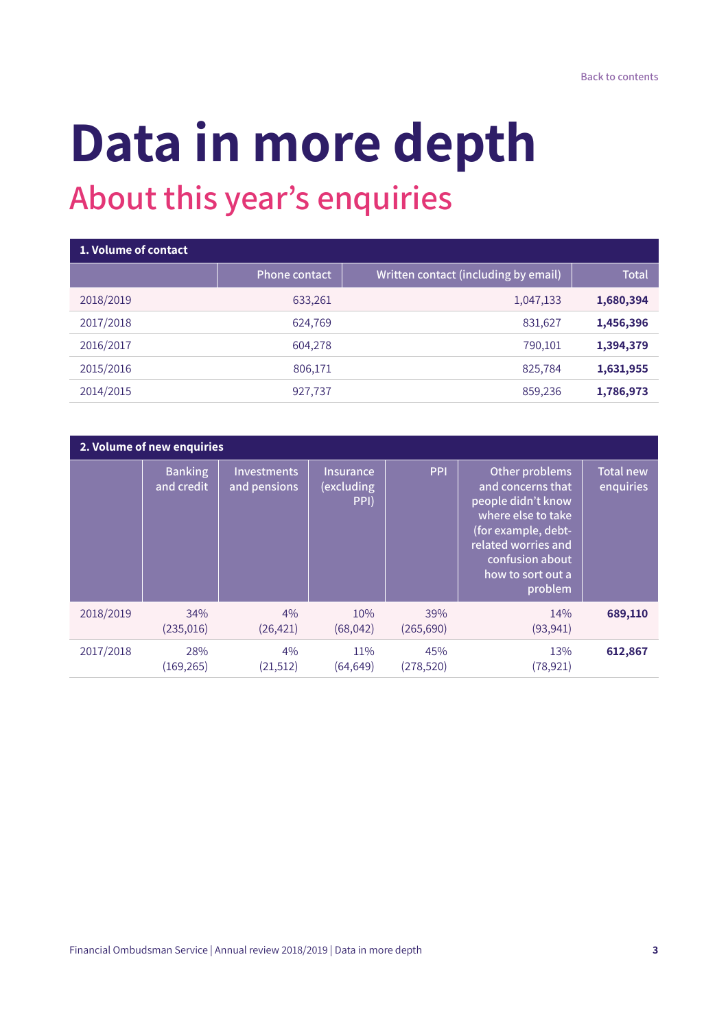Back to contents

# Data in more depth

## About this year's enquiries

**1. Volume of contact**

| | Phone contact | Written contact (including by email) | Total |
|---|---|---|---|
| 2018/2019 | 633,261 | 1,047,133 | **1,680,394** |
| 2017/2018 | 624,769 | 831,627 | **1,456,396** |
| 2016/2017 | 604,278 | 790,101 | **1,394,379** |
| 2015/2016 | 806,171 | 825,784 | **1,631,955** |
| 2014/2015 | 927,737 | 859,236 | **1,786,973** |

**2. Volume of new enquiries**

| | Banking and credit | Investments and pensions | Insurance (excluding PPI) | PPI | Other problems and concerns that people didn't know where else to take (for example, debt-related worries and confusion about how to sort out a problem | Total new enquiries |
|---|---|---|---|---|---|---|
| 2018/2019 | 34% (235,016) | 4% (26,421) | 10% (68,042) | 39% (265,690) | 14% (93,941) | **689,110** |
| 2017/2018 | 28% (169,265) | 4% (21,512) | 11% (64,649) | 45% (278,520) | 13% (78,921) | **612,867** |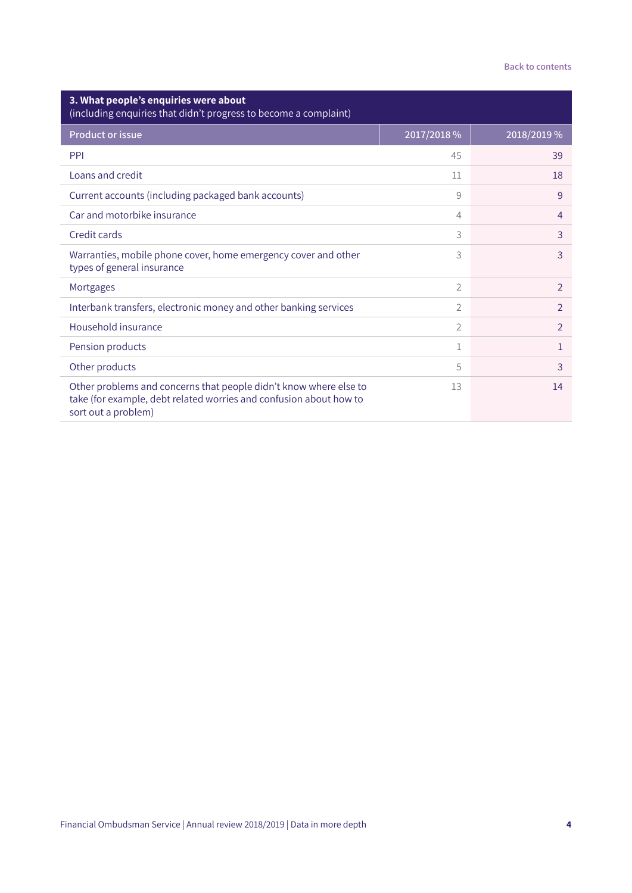### 3. What people's enquiries were about
(including enquiries that didn't progress to become a complaint)

| Product or issue | 2017/2018 % | 2018/2019 % |
|---|---|---|
| PPI | 45 | 39 |
| Loans and credit | 11 | 18 |
| Current accounts (including packaged bank accounts) | 9 | 9 |
| Car and motorbike insurance | 4 | 4 |
| Credit cards | 3 | 3 |
| Warranties, mobile phone cover, home emergency cover and other types of general insurance | 3 | 3 |
| Mortgages | 2 | 2 |
| Interbank transfers, electronic money and other banking services | 2 | 2 |
| Household insurance | 2 | 2 |
| Pension products | 1 | 1 |
| Other products | 5 | 3 |
| Other problems and concerns that people didn't know where else to take (for example, debt related worries and confusion about how to sort out a problem) | 13 | 14 |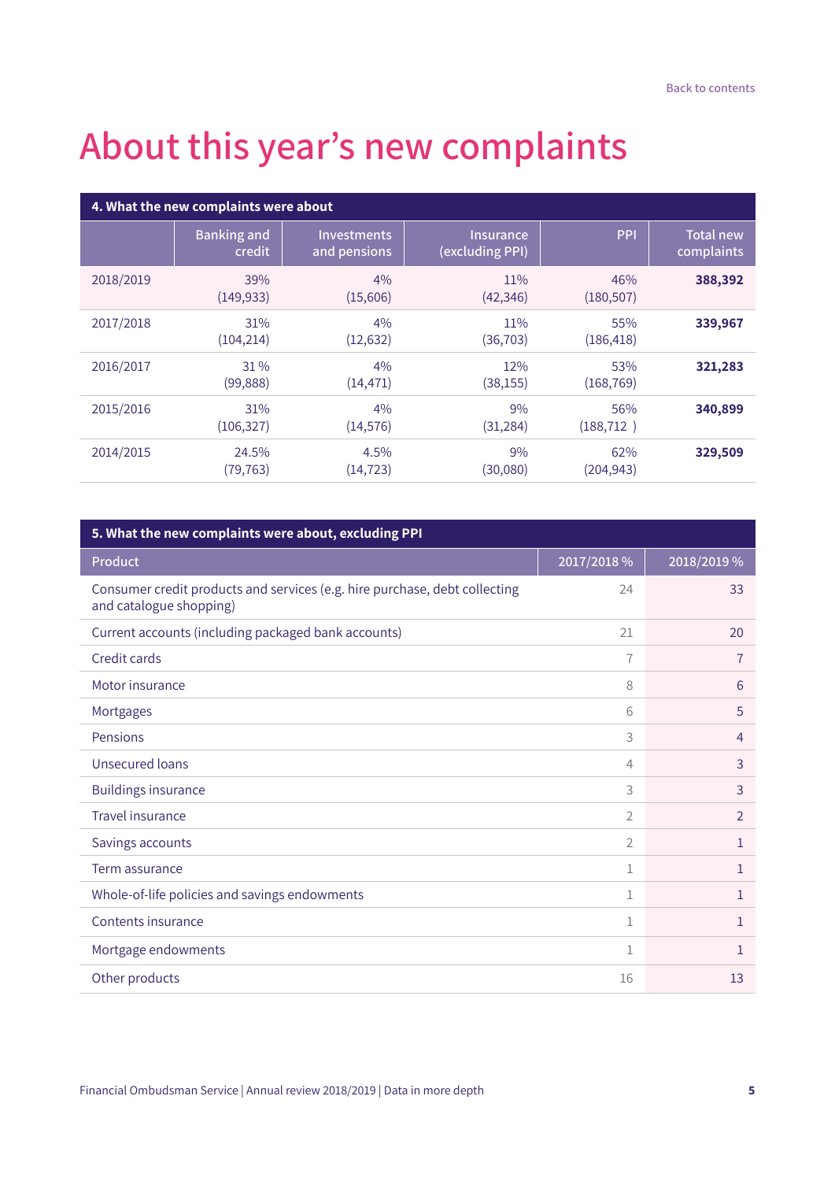# About this year's new complaints

**4. What the new complaints were about**

| | Banking and credit | Investments and pensions | Insurance (excluding PPI) | PPI | Total new complaints |
|---|---|---|---|---|---|
| 2018/2019 | 39% (149,933) | 4% (15,606) | 11% (42,346) | 46% (180,507) | **388,392** |
| 2017/2018 | 31% (104,214) | 4% (12,632) | 11% (36,703) | 55% (186,418) | **339,967** |
| 2016/2017 | 31 % (99,888) | 4% (14,471) | 12% (38,155) | 53% (168,769) | **321,283** |
| 2015/2016 | 31% (106,327) | 4% (14,576) | 9% (31,284) | 56% (188,712 ) | **340,899** |
| 2014/2015 | 24.5% (79,763) | 4.5% (14,723) | 9% (30,080) | 62% (204,943) | **329,509** |

**5. What the new complaints were about, excluding PPI**

| Product | 2017/2018 % | 2018/2019 % |
|---|---|---|
| Consumer credit products and services (e.g. hire purchase, debt collecting and catalogue shopping) | 24 | 33 |
| Current accounts (including packaged bank accounts) | 21 | 20 |
| Credit cards | 7 | 7 |
| Motor insurance | 8 | 6 |
| Mortgages | 6 | 5 |
| Pensions | 3 | 4 |
| Unsecured loans | 4 | 3 |
| Buildings insurance | 3 | 3 |
| Travel insurance | 2 | 2 |
| Savings accounts | 2 | 1 |
| Term assurance | 1 | 1 |
| Whole-of-life policies and savings endowments | 1 | 1 |
| Contents insurance | 1 | 1 |
| Mortgage endowments | 1 | 1 |
| Other products | 16 | 13 |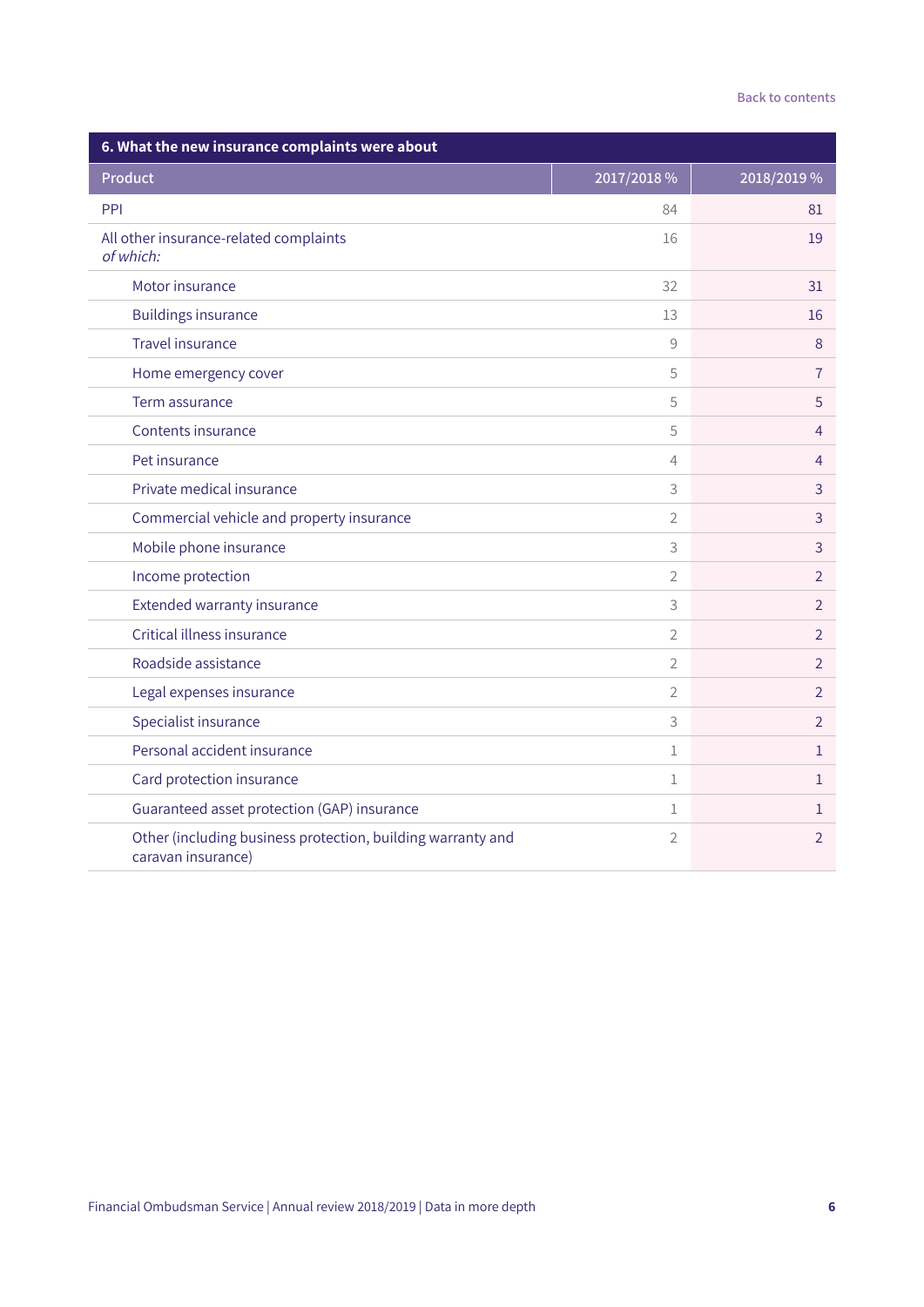Back to contents

### 6. What the new insurance complaints were about

| Product | 2017/2018 % | 2018/2019 % |
|---|---|---|
| PPI | 84 | 81 |
| All other insurance-related complaints *of which:* | 16 | 19 |
| Motor insurance | 32 | 31 |
| Buildings insurance | 13 | 16 |
| Travel insurance | 9 | 8 |
| Home emergency cover | 5 | 7 |
| Term assurance | 5 | 5 |
| Contents insurance | 5 | 4 |
| Pet insurance | 4 | 4 |
| Private medical insurance | 3 | 3 |
| Commercial vehicle and property insurance | 2 | 3 |
| Mobile phone insurance | 3 | 3 |
| Income protection | 2 | 2 |
| Extended warranty insurance | 3 | 2 |
| Critical illness insurance | 2 | 2 |
| Roadside assistance | 2 | 2 |
| Legal expenses insurance | 2 | 2 |
| Specialist insurance | 3 | 2 |
| Personal accident insurance | 1 | 1 |
| Card protection insurance | 1 | 1 |
| Guaranteed asset protection (GAP) insurance | 1 | 1 |
| Other (including business protection, building warranty and caravan insurance) | 2 | 2 |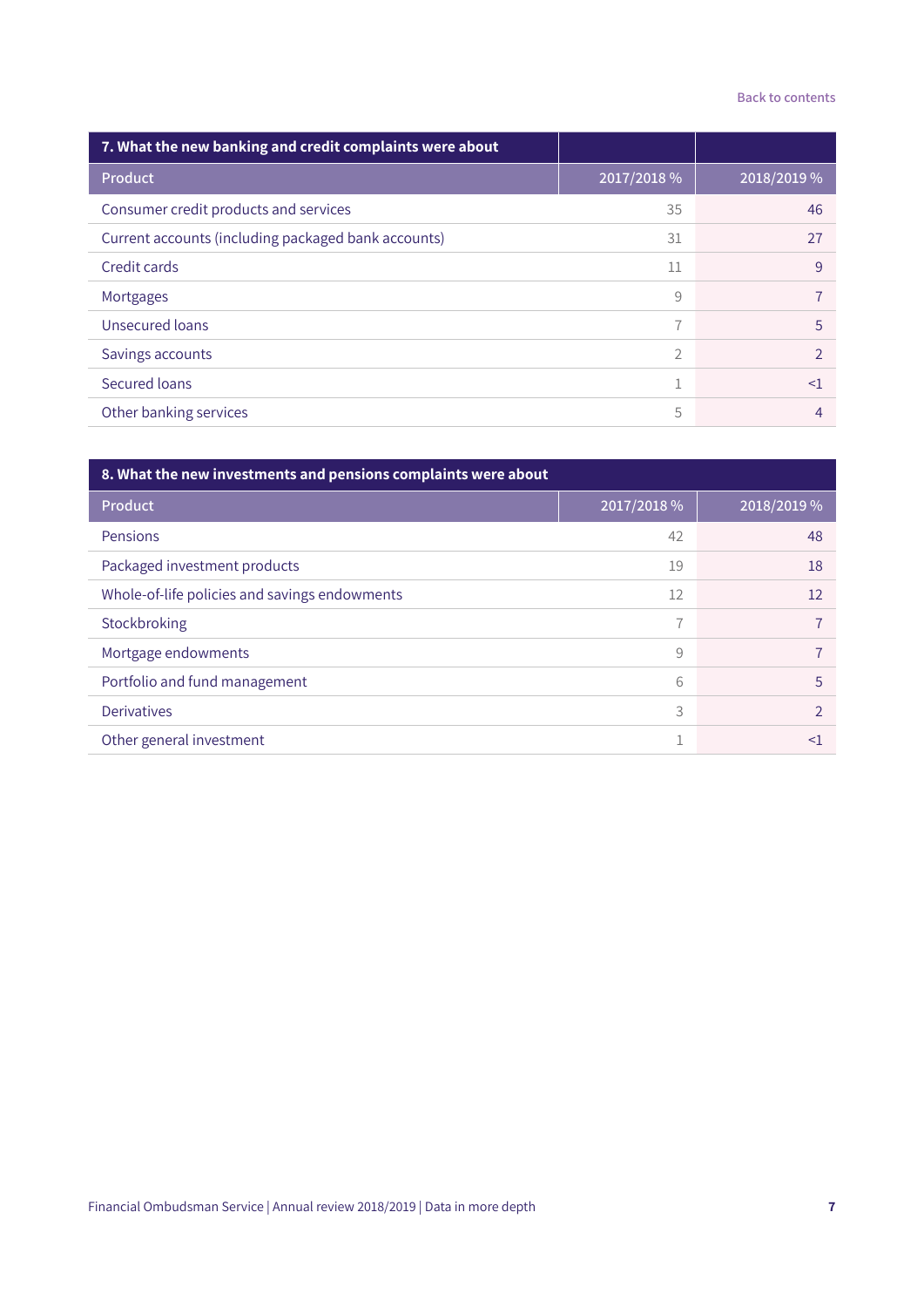| 7. What the new banking and credit complaints were about | | |
|---|---|---|
| Product | 2017/2018 % | 2018/2019 % |
| Consumer credit products and services | 35 | 46 |
| Current accounts (including packaged bank accounts) | 31 | 27 |
| Credit cards | 11 | 9 |
| Mortgages | 9 | 7 |
| Unsecured loans | 7 | 5 |
| Savings accounts | 2 | 2 |
| Secured loans | 1 | <1 |
| Other banking services | 5 | 4 |

| 8. What the new investments and pensions complaints were about | | |
|---|---|---|
| Product | 2017/2018 % | 2018/2019 % |
| Pensions | 42 | 48 |
| Packaged investment products | 19 | 18 |
| Whole-of-life policies and savings endowments | 12 | 12 |
| Stockbroking | 7 | 7 |
| Mortgage endowments | 9 | 7 |
| Portfolio and fund management | 6 | 5 |
| Derivatives | 3 | 2 |
| Other general investment | 1 | <1 |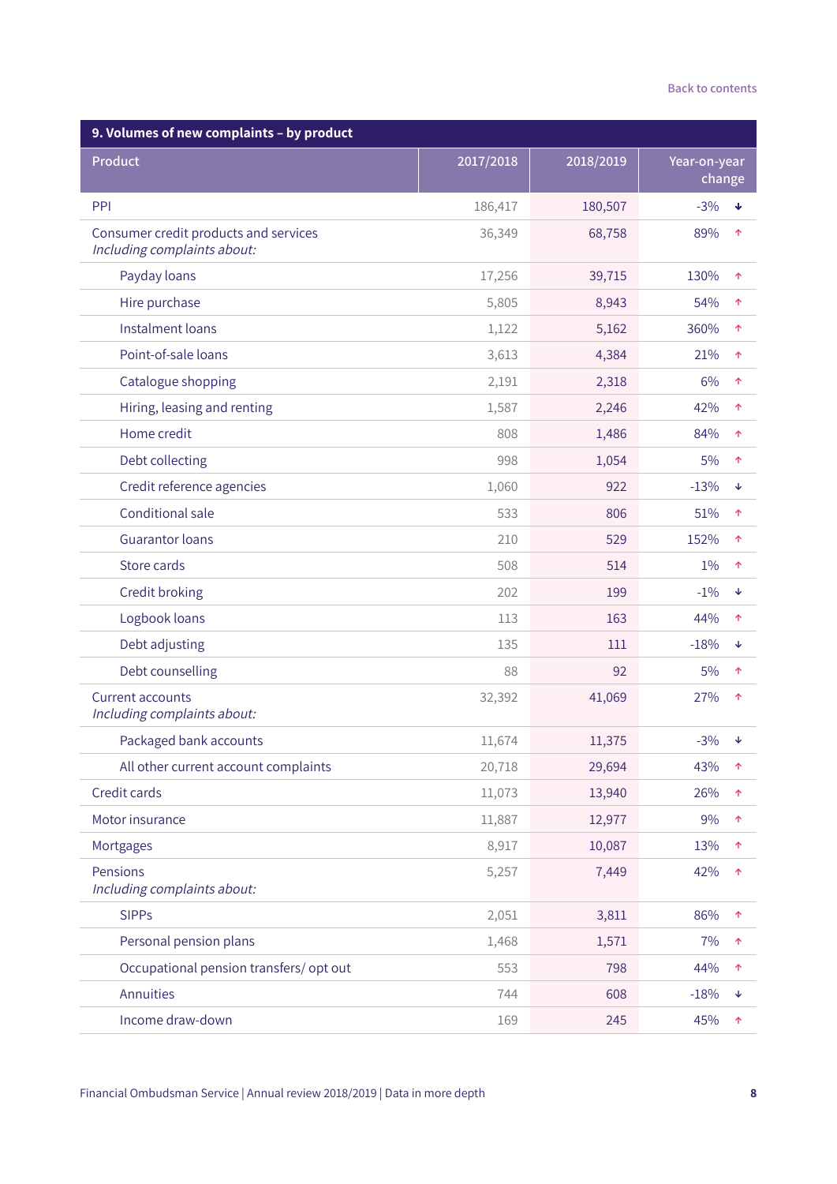Back to contents

## 9. Volumes of new complaints – by product

| Product | 2017/2018 | 2018/2019 | Year-on-year change |
|---|---|---|---|
| PPI | 186,417 | 180,507 | -3% ↓ |
| Consumer credit products and services<br>*Including complaints about:* | 36,349 | 68,758 | 89% ↑ |
| Payday loans | 17,256 | 39,715 | 130% ↑ |
| Hire purchase | 5,805 | 8,943 | 54% ↑ |
| Instalment loans | 1,122 | 5,162 | 360% ↑ |
| Point-of-sale loans | 3,613 | 4,384 | 21% ↑ |
| Catalogue shopping | 2,191 | 2,318 | 6% ↑ |
| Hiring, leasing and renting | 1,587 | 2,246 | 42% ↑ |
| Home credit | 808 | 1,486 | 84% ↑ |
| Debt collecting | 998 | 1,054 | 5% ↑ |
| Credit reference agencies | 1,060 | 922 | -13% ↓ |
| Conditional sale | 533 | 806 | 51% ↑ |
| Guarantor loans | 210 | 529 | 152% ↑ |
| Store cards | 508 | 514 | 1% ↑ |
| Credit broking | 202 | 199 | -1% ↓ |
| Logbook loans | 113 | 163 | 44% ↑ |
| Debt adjusting | 135 | 111 | -18% ↓ |
| Debt counselling | 88 | 92 | 5% ↑ |
| Current accounts<br>*Including complaints about:* | 32,392 | 41,069 | 27% ↑ |
| Packaged bank accounts | 11,674 | 11,375 | -3% ↓ |
| All other current account complaints | 20,718 | 29,694 | 43% ↑ |
| Credit cards | 11,073 | 13,940 | 26% ↑ |
| Motor insurance | 11,887 | 12,977 | 9% ↑ |
| Mortgages | 8,917 | 10,087 | 13% ↑ |
| Pensions<br>*Including complaints about:* | 5,257 | 7,449 | 42% ↑ |
| SIPPs | 2,051 | 3,811 | 86% ↑ |
| Personal pension plans | 1,468 | 1,571 | 7% ↑ |
| Occupational pension transfers/ opt out | 553 | 798 | 44% ↑ |
| Annuities | 744 | 608 | -18% ↓ |
| Income draw-down | 169 | 245 | 45% ↑ |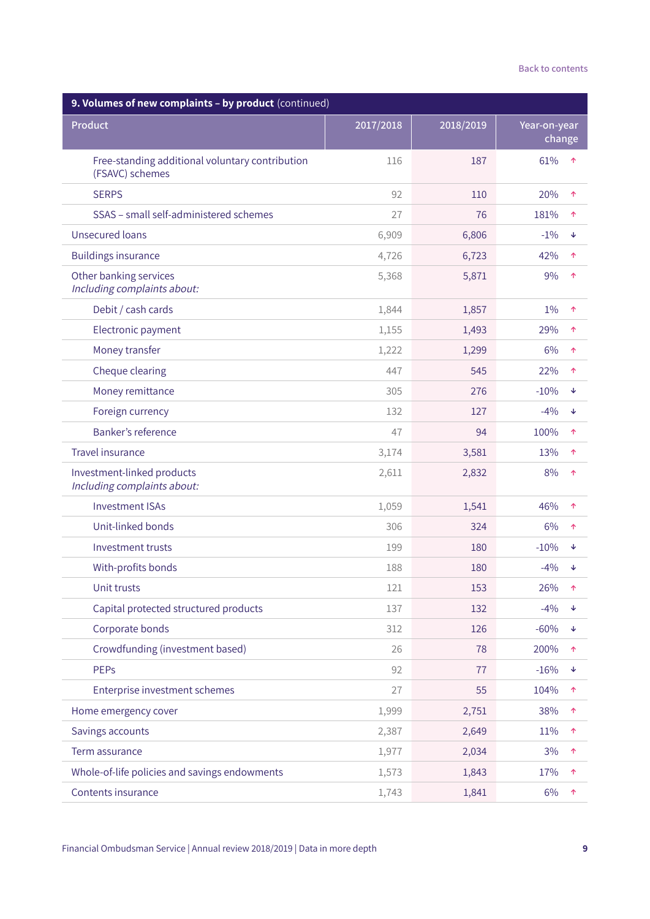| 9. Volumes of new complaints – by product (continued) | | | |
|---|---|---|---|
| Product | 2017/2018 | 2018/2019 | Year-on-year change |
| Free-standing additional voluntary contribution (FSAVC) schemes | 116 | 187 | 61% ↑ |
| SERPS | 92 | 110 | 20% ↑ |
| SSAS – small self-administered schemes | 27 | 76 | 181% ↑ |
| Unsecured loans | 6,909 | 6,806 | -1% ↓ |
| Buildings insurance | 4,726 | 6,723 | 42% ↑ |
| Other banking services *Including complaints about:* | 5,368 | 5,871 | 9% ↑ |
| Debit / cash cards | 1,844 | 1,857 | 1% ↑ |
| Electronic payment | 1,155 | 1,493 | 29% ↑ |
| Money transfer | 1,222 | 1,299 | 6% ↑ |
| Cheque clearing | 447 | 545 | 22% ↑ |
| Money remittance | 305 | 276 | -10% ↓ |
| Foreign currency | 132 | 127 | -4% ↓ |
| Banker's reference | 47 | 94 | 100% ↑ |
| Travel insurance | 3,174 | 3,581 | 13% ↑ |
| Investment-linked products *Including complaints about:* | 2,611 | 2,832 | 8% ↑ |
| Investment ISAs | 1,059 | 1,541 | 46% ↑ |
| Unit-linked bonds | 306 | 324 | 6% ↑ |
| Investment trusts | 199 | 180 | -10% ↓ |
| With-profits bonds | 188 | 180 | -4% ↓ |
| Unit trusts | 121 | 153 | 26% ↑ |
| Capital protected structured products | 137 | 132 | -4% ↓ |
| Corporate bonds | 312 | 126 | -60% ↓ |
| Crowdfunding (investment based) | 26 | 78 | 200% ↑ |
| PEPs | 92 | 77 | -16% ↓ |
| Enterprise investment schemes | 27 | 55 | 104% ↑ |
| Home emergency cover | 1,999 | 2,751 | 38% ↑ |
| Savings accounts | 2,387 | 2,649 | 11% ↑ |
| Term assurance | 1,977 | 2,034 | 3% ↑ |
| Whole-of-life policies and savings endowments | 1,573 | 1,843 | 17% ↑ |
| Contents insurance | 1,743 | 1,841 | 6% ↑ |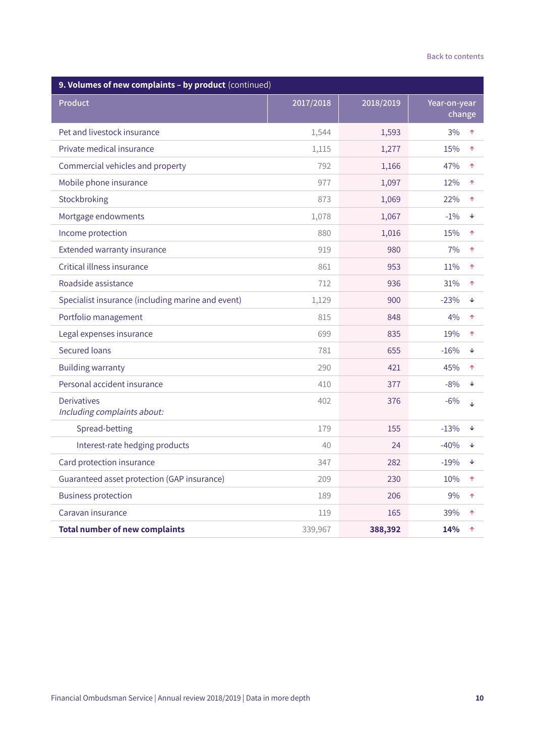| 9. Volumes of new complaints – by product (continued) | | | |
|---|---|---|---|
| Product | 2017/2018 | 2018/2019 | Year-on-year change |
| Pet and livestock insurance | 1,544 | 1,593 | 3% ↑ |
| Private medical insurance | 1,115 | 1,277 | 15% ↑ |
| Commercial vehicles and property | 792 | 1,166 | 47% ↑ |
| Mobile phone insurance | 977 | 1,097 | 12% ↑ |
| Stockbroking | 873 | 1,069 | 22% ↑ |
| Mortgage endowments | 1,078 | 1,067 | -1% ↓ |
| Income protection | 880 | 1,016 | 15% ↑ |
| Extended warranty insurance | 919 | 980 | 7% ↑ |
| Critical illness insurance | 861 | 953 | 11% ↑ |
| Roadside assistance | 712 | 936 | 31% ↑ |
| Specialist insurance (including marine and event) | 1,129 | 900 | -23% ↓ |
| Portfolio management | 815 | 848 | 4% ↑ |
| Legal expenses insurance | 699 | 835 | 19% ↑ |
| Secured loans | 781 | 655 | -16% ↓ |
| Building warranty | 290 | 421 | 45% ↑ |
| Personal accident insurance | 410 | 377 | -8% ↓ |
| Derivatives *Including complaints about:* | 402 | 376 | -6% ↓ |
| Spread-betting | 179 | 155 | -13% ↓ |
| Interest-rate hedging products | 40 | 24 | -40% ↓ |
| Card protection insurance | 347 | 282 | -19% ↓ |
| Guaranteed asset protection (GAP insurance) | 209 | 230 | 10% ↑ |
| Business protection | 189 | 206 | 9% ↑ |
| Caravan insurance | 119 | 165 | 39% ↑ |
| **Total number of new complaints** | 339,967 | **388,392** | **14%** ↑ |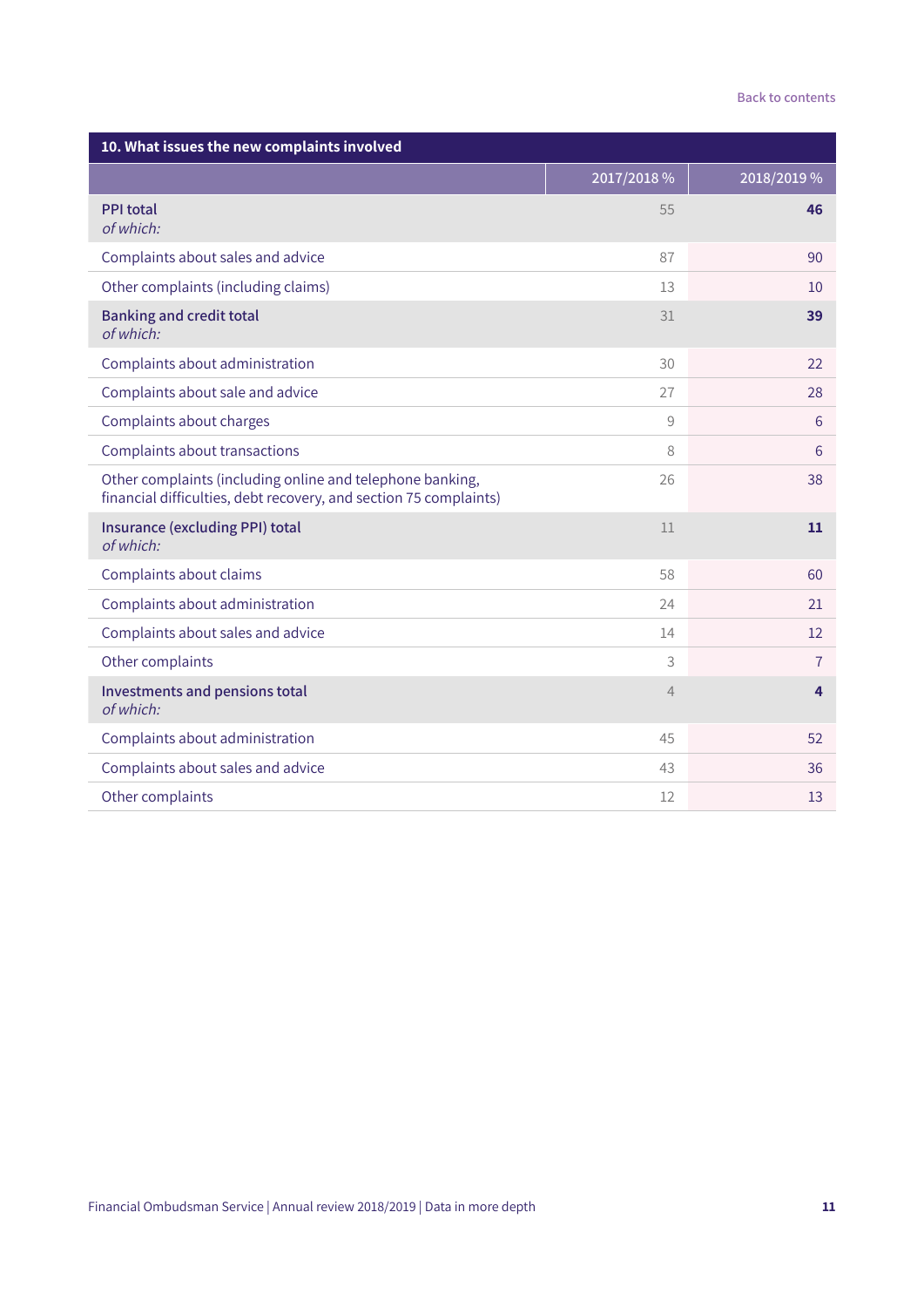| 10. What issues the new complaints involved | | |
|---|---|---|
| | 2017/2018 % | 2018/2019 % |
| **PPI total** *of which:* | 55 | **46** |
| Complaints about sales and advice | 87 | 90 |
| Other complaints (including claims) | 13 | 10 |
| **Banking and credit total** *of which:* | 31 | **39** |
| Complaints about administration | 30 | 22 |
| Complaints about sale and advice | 27 | 28 |
| Complaints about charges | 9 | 6 |
| Complaints about transactions | 8 | 6 |
| Other complaints (including online and telephone banking, financial difficulties, debt recovery, and section 75 complaints) | 26 | 38 |
| **Insurance (excluding PPI) total** *of which:* | 11 | **11** |
| Complaints about claims | 58 | 60 |
| Complaints about administration | 24 | 21 |
| Complaints about sales and advice | 14 | 12 |
| Other complaints | 3 | 7 |
| **Investments and pensions total** *of which:* | 4 | **4** |
| Complaints about administration | 45 | 52 |
| Complaints about sales and advice | 43 | 36 |
| Other complaints | 12 | 13 |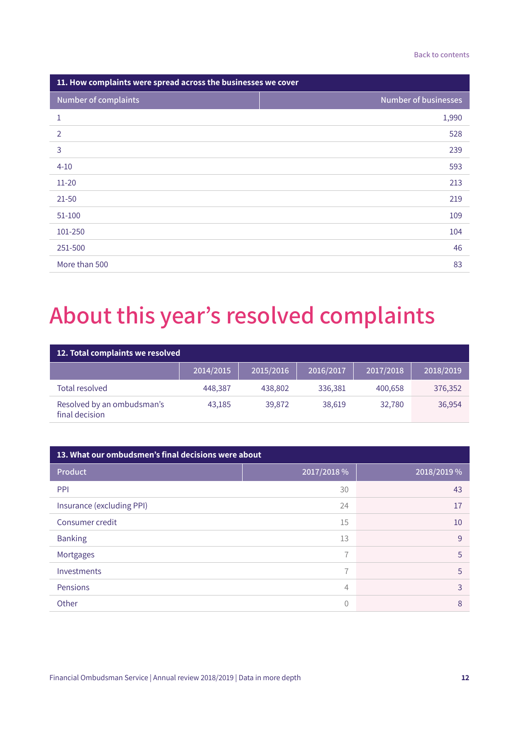**11. How complaints were spread across the businesses we cover**

| Number of complaints | Number of businesses |
|---|---|
| 1 | 1,990 |
| 2 | 528 |
| 3 | 239 |
| 4-10 | 593 |
| 11-20 | 213 |
| 21-50 | 219 |
| 51-100 | 109 |
| 101-250 | 104 |
| 251-500 | 46 |
| More than 500 | 83 |

# About this year's resolved complaints

**12. Total complaints we resolved**

| | 2014/2015 | 2015/2016 | 2016/2017 | 2017/2018 | 2018/2019 |
|---|---|---|---|---|---|
| Total resolved | 448,387 | 438,802 | 336,381 | 400,658 | 376,352 |
| Resolved by an ombudsman's final decision | 43,185 | 39,872 | 38,619 | 32,780 | 36,954 |

**13. What our ombudsmen's final decisions were about**

| Product | 2017/2018 % | 2018/2019 % |
|---|---|---|
| PPI | 30 | 43 |
| Insurance (excluding PPI) | 24 | 17 |
| Consumer credit | 15 | 10 |
| Banking | 13 | 9 |
| Mortgages | 7 | 5 |
| Investments | 7 | 5 |
| Pensions | 4 | 3 |
| Other | 0 | 8 |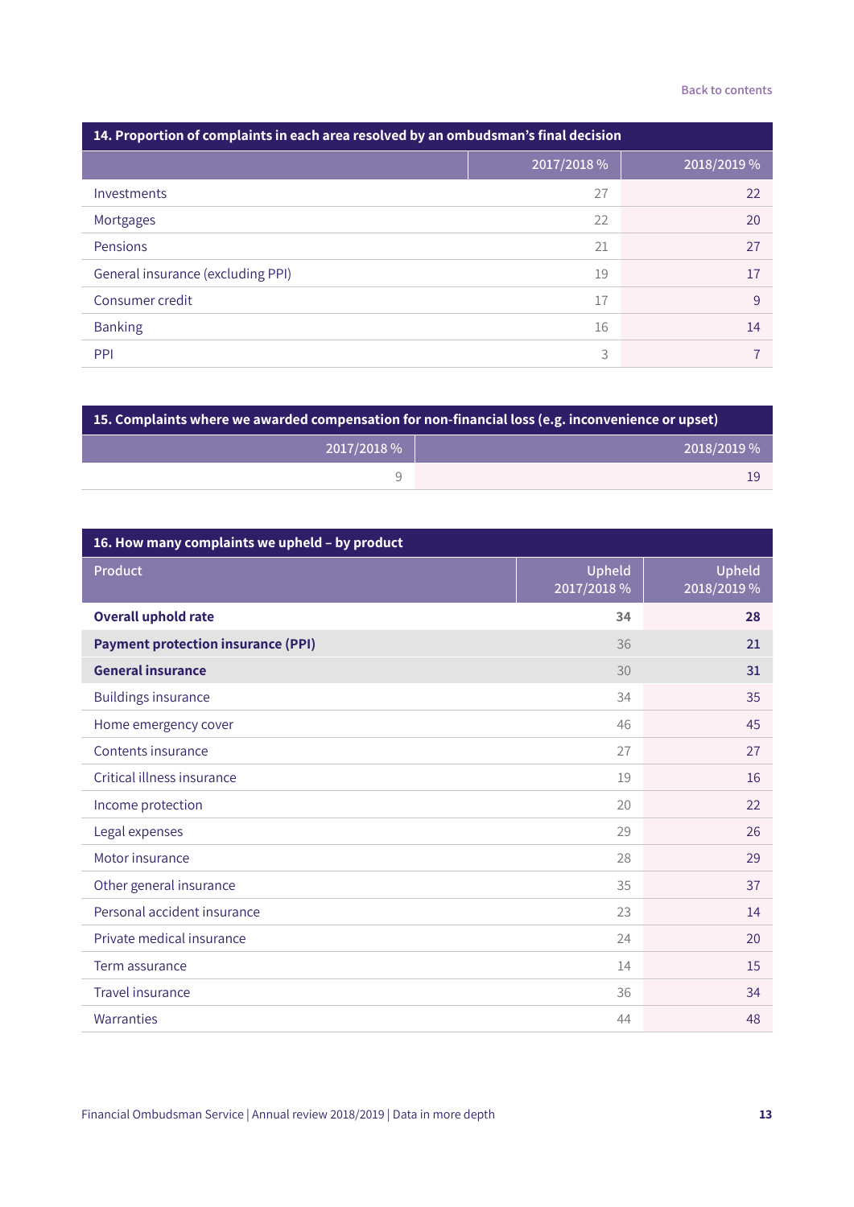| 14. Proportion of complaints in each area resolved by an ombudsman's final decision | | |
|---|---|---|
| | 2017/2018 % | 2018/2019 % |
| Investments | 27 | 22 |
| Mortgages | 22 | 20 |
| Pensions | 21 | 27 |
| General insurance (excluding PPI) | 19 | 17 |
| Consumer credit | 17 | 9 |
| Banking | 16 | 14 |
| PPI | 3 | 7 |

| 15. Complaints where we awarded compensation for non-financial loss (e.g. inconvenience or upset) | |
|---|---|
| 2017/2018 % | 2018/2019 % |
| 9 | 19 |

| 16. How many complaints we upheld – by product | | |
|---|---|---|
| Product | Upheld 2017/2018 % | Upheld 2018/2019 % |
| **Overall uphold rate** | **34** | **28** |
| **Payment protection insurance (PPI)** | 36 | 21 |
| **General insurance** | 30 | 31 |
| Buildings insurance | 34 | 35 |
| Home emergency cover | 46 | 45 |
| Contents insurance | 27 | 27 |
| Critical illness insurance | 19 | 16 |
| Income protection | 20 | 22 |
| Legal expenses | 29 | 26 |
| Motor insurance | 28 | 29 |
| Other general insurance | 35 | 37 |
| Personal accident insurance | 23 | 14 |
| Private medical insurance | 24 | 20 |
| Term assurance | 14 | 15 |
| Travel insurance | 36 | 34 |
| Warranties | 44 | 48 |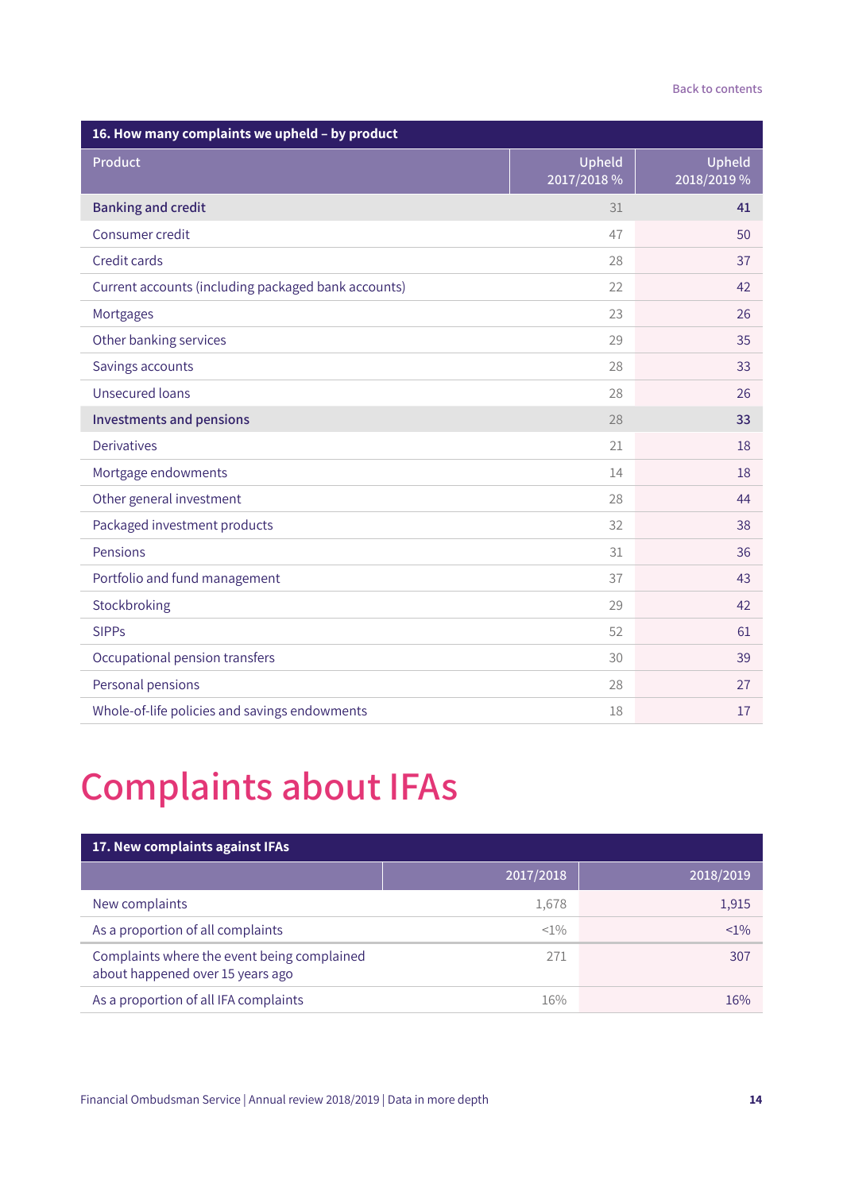| 16. How many complaints we upheld – by product | | |
|---|---|---|
| Product | Upheld 2017/2018 % | Upheld 2018/2019 % |
| **Banking and credit** | 31 | **41** |
| Consumer credit | 47 | 50 |
| Credit cards | 28 | 37 |
| Current accounts (including packaged bank accounts) | 22 | 42 |
| Mortgages | 23 | 26 |
| Other banking services | 29 | 35 |
| Savings accounts | 28 | 33 |
| Unsecured loans | 28 | 26 |
| **Investments and pensions** | 28 | **33** |
| Derivatives | 21 | 18 |
| Mortgage endowments | 14 | 18 |
| Other general investment | 28 | 44 |
| Packaged investment products | 32 | 38 |
| Pensions | 31 | 36 |
| Portfolio and fund management | 37 | 43 |
| Stockbroking | 29 | 42 |
| SIPPs | 52 | 61 |
| Occupational pension transfers | 30 | 39 |
| Personal pensions | 28 | 27 |
| Whole-of-life policies and savings endowments | 18 | 17 |

# Complaints about IFAs

| 17. New complaints against IFAs | | |
|---|---|---|
| | 2017/2018 | 2018/2019 |
| New complaints | 1,678 | 1,915 |
| As a proportion of all complaints | <1% | <1% |
| Complaints where the event being complained about happened over 15 years ago | 271 | 307 |
| As a proportion of all IFA complaints | 16% | 16% |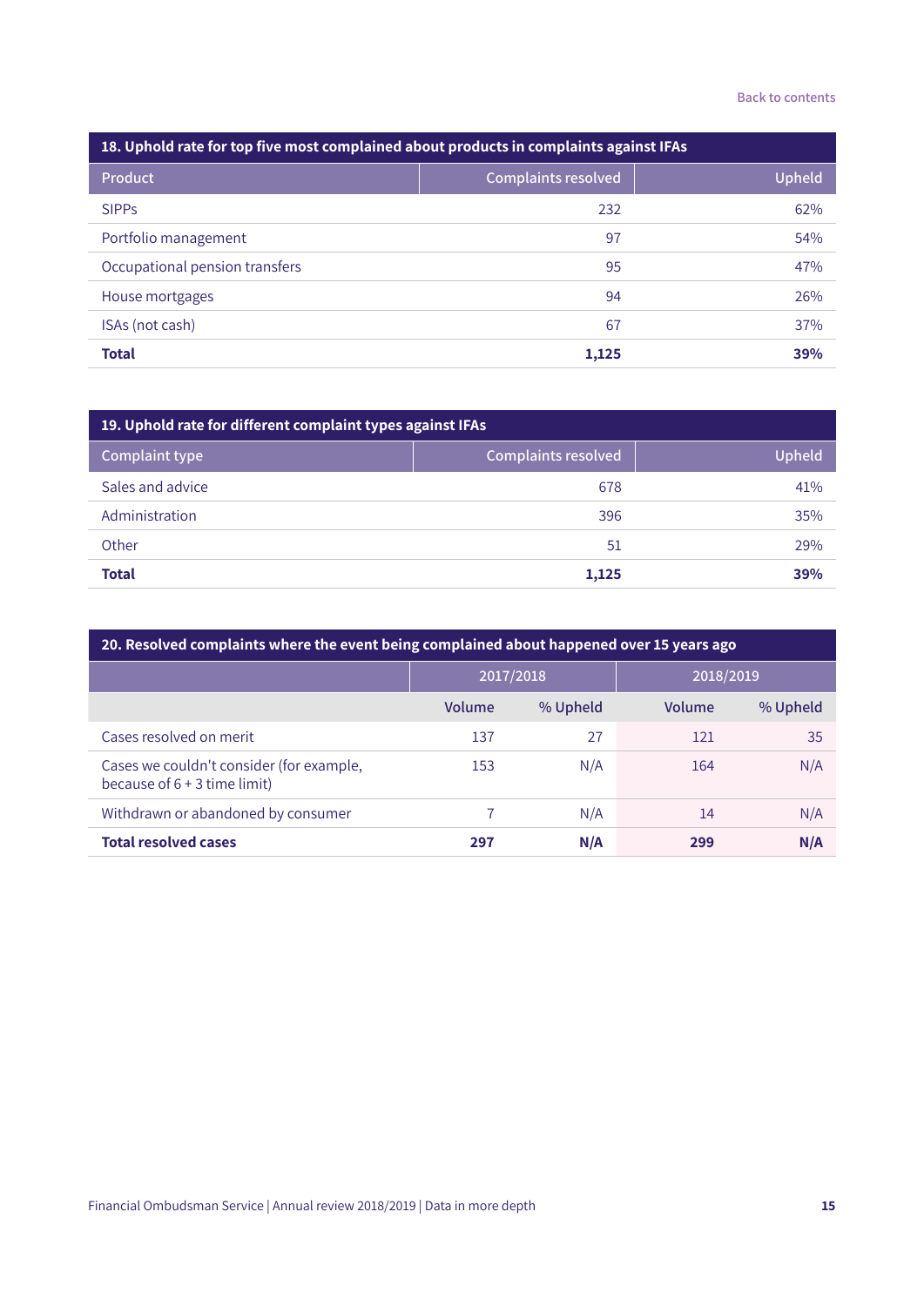| 18. Uphold rate for top five most complained about products in complaints against IFAs | | |
|---|---|---|
| **Product** | **Complaints resolved** | **Upheld** |
| SIPPs | 232 | 62% |
| Portfolio management | 97 | 54% |
| Occupational pension transfers | 95 | 47% |
| House mortgages | 94 | 26% |
| ISAs (not cash) | 67 | 37% |
| **Total** | **1,125** | **39%** |

| 19. Uphold rate for different complaint types against IFAs | | |
|---|---|---|
| **Complaint type** | **Complaints resolved** | **Upheld** |
| Sales and advice | 678 | 41% |
| Administration | 396 | 35% |
| Other | 51 | 29% |
| **Total** | **1,125** | **39%** |

| 20. Resolved complaints where the event being complained about happened over 15 years ago | | | | |
|---|---|---|---|---|
| | 2017/2018 | | 2018/2019 | |
| | Volume | % Upheld | Volume | % Upheld |
| Cases resolved on merit | 137 | 27 | 121 | 35 |
| Cases we couldn't consider (for example, because of 6 + 3 time limit) | 153 | N/A | 164 | N/A |
| Withdrawn or abandoned by consumer | 7 | N/A | 14 | N/A |
| **Total resolved cases** | **297** | **N/A** | **299** | **N/A** |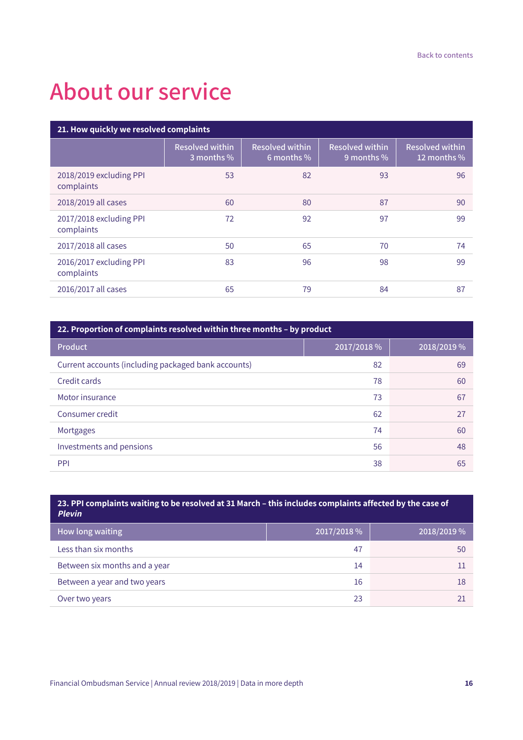# About our service

| 21. How quickly we resolved complaints | | | | |
|---|---|---|---|---|
| | Resolved within 3 months % | Resolved within 6 months % | Resolved within 9 months % | Resolved within 12 months % |
| 2018/2019 excluding PPI complaints | 53 | 82 | 93 | 96 |
| 2018/2019 all cases | 60 | 80 | 87 | 90 |
| 2017/2018 excluding PPI complaints | 72 | 92 | 97 | 99 |
| 2017/2018 all cases | 50 | 65 | 70 | 74 |
| 2016/2017 excluding PPI complaints | 83 | 96 | 98 | 99 |
| 2016/2017 all cases | 65 | 79 | 84 | 87 |

| 22. Proportion of complaints resolved within three months – by product | | |
|---|---|---|
| Product | 2017/2018 % | 2018/2019 % |
| Current accounts (including packaged bank accounts) | 82 | 69 |
| Credit cards | 78 | 60 |
| Motor insurance | 73 | 67 |
| Consumer credit | 62 | 27 |
| Mortgages | 74 | 60 |
| Investments and pensions | 56 | 48 |
| PPI | 38 | 65 |

| 23. PPI complaints waiting to be resolved at 31 March – this includes complaints affected by the case of *Plevin* | | |
|---|---|---|
| How long waiting | 2017/2018 % | 2018/2019 % |
| Less than six months | 47 | 50 |
| Between six months and a year | 14 | 11 |
| Between a year and two years | 16 | 18 |
| Over two years | 23 | 21 |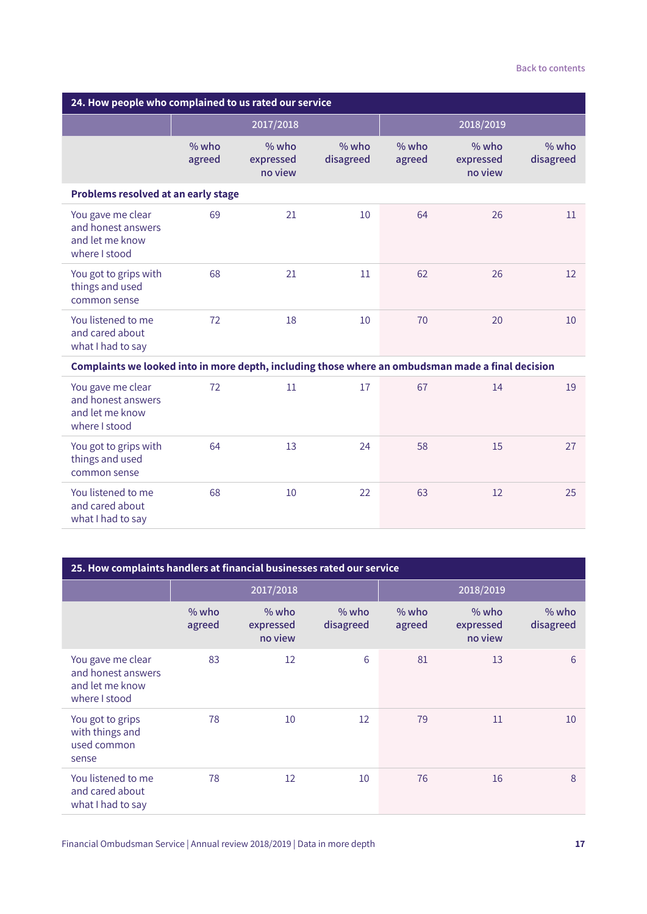## 24. How people who complained to us rated our service

| | 2017/2018 | | | 2018/2019 | | |
|---|---|---|---|---|---|---|
| | % who agreed | % who expressed no view | % who disagreed | % who agreed | % who expressed no view | % who disagreed |
| **Problems resolved at an early stage** | | | | | | |
| You gave me clear and honest answers and let me know where I stood | 69 | 21 | 10 | 64 | 26 | 11 |
| You got to grips with things and used common sense | 68 | 21 | 11 | 62 | 26 | 12 |
| You listened to me and cared about what I had to say | 72 | 18 | 10 | 70 | 20 | 10 |
| **Complaints we looked into in more depth, including those where an ombudsman made a final decision** | | | | | | |
| You gave me clear and honest answers and let me know where I stood | 72 | 11 | 17 | 67 | 14 | 19 |
| You got to grips with things and used common sense | 64 | 13 | 24 | 58 | 15 | 27 |
| You listened to me and cared about what I had to say | 68 | 10 | 22 | 63 | 12 | 25 |

## 25. How complaints handlers at financial businesses rated our service

| | 2017/2018 | | | 2018/2019 | | |
|---|---|---|---|---|---|---|
| | % who agreed | % who expressed no view | % who disagreed | % who agreed | % who expressed no view | % who disagreed |
| You gave me clear and honest answers and let me know where I stood | 83 | 12 | 6 | 81 | 13 | 6 |
| You got to grips with things and used common sense | 78 | 10 | 12 | 79 | 11 | 10 |
| You listened to me and cared about what I had to say | 78 | 12 | 10 | 76 | 16 | 8 |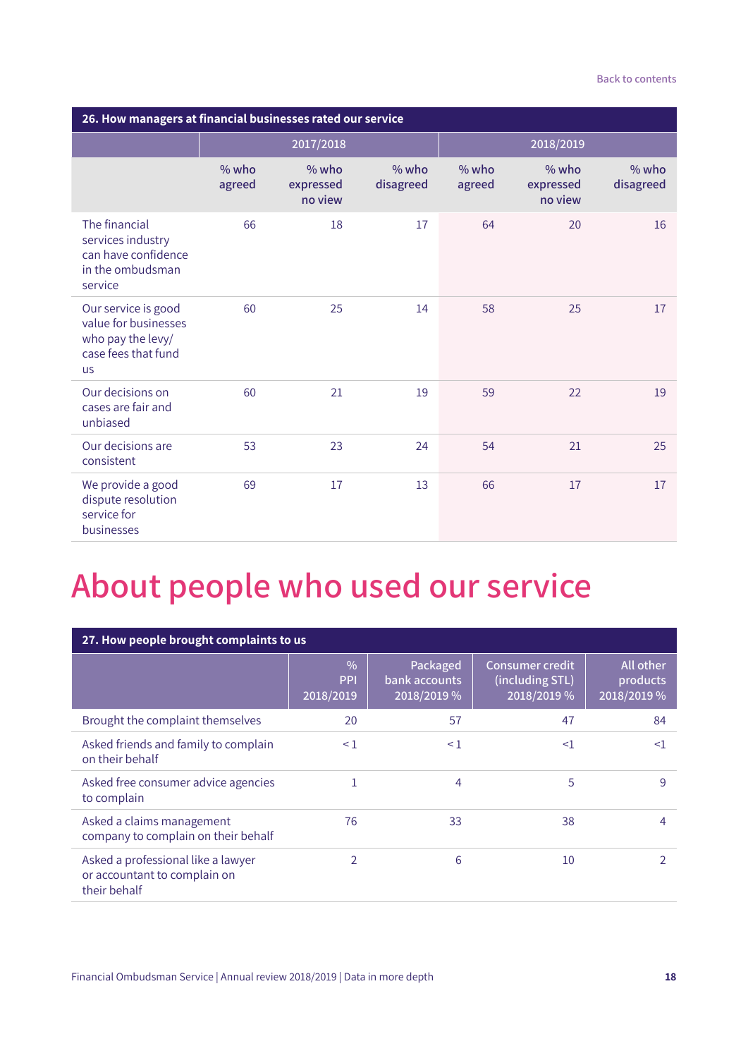Back to contents

| 26. How managers at financial businesses rated our service | 2017/2018 | | | 2018/2019 | | |
|---|---|---|---|---|---|---|
| | % who agreed | % who expressed no view | % who disagreed | % who agreed | % who expressed no view | % who disagreed |
| The financial services industry can have confidence in the ombudsman service | 66 | 18 | 17 | 64 | 20 | 16 |
| Our service is good value for businesses who pay the levy/ case fees that fund us | 60 | 25 | 14 | 58 | 25 | 17 |
| Our decisions on cases are fair and unbiased | 60 | 21 | 19 | 59 | 22 | 19 |
| Our decisions are consistent | 53 | 23 | 24 | 54 | 21 | 25 |
| We provide a good dispute resolution service for businesses | 69 | 17 | 13 | 66 | 17 | 17 |

# About people who used our service

| 27. How people brought complaints to us | % PPI 2018/2019 | Packaged bank accounts 2018/2019 % | Consumer credit (including STL) 2018/2019 % | All other products 2018/2019 % |
|---|---|---|---|---|
| Brought the complaint themselves | 20 | 57 | 47 | 84 |
| Asked friends and family to complain on their behalf | < 1 | < 1 | <1 | <1 |
| Asked free consumer advice agencies to complain | 1 | 4 | 5 | 9 |
| Asked a claims management company to complain on their behalf | 76 | 33 | 38 | 4 |
| Asked a professional like a lawyer or accountant to complain on their behalf | 2 | 6 | 10 | 2 |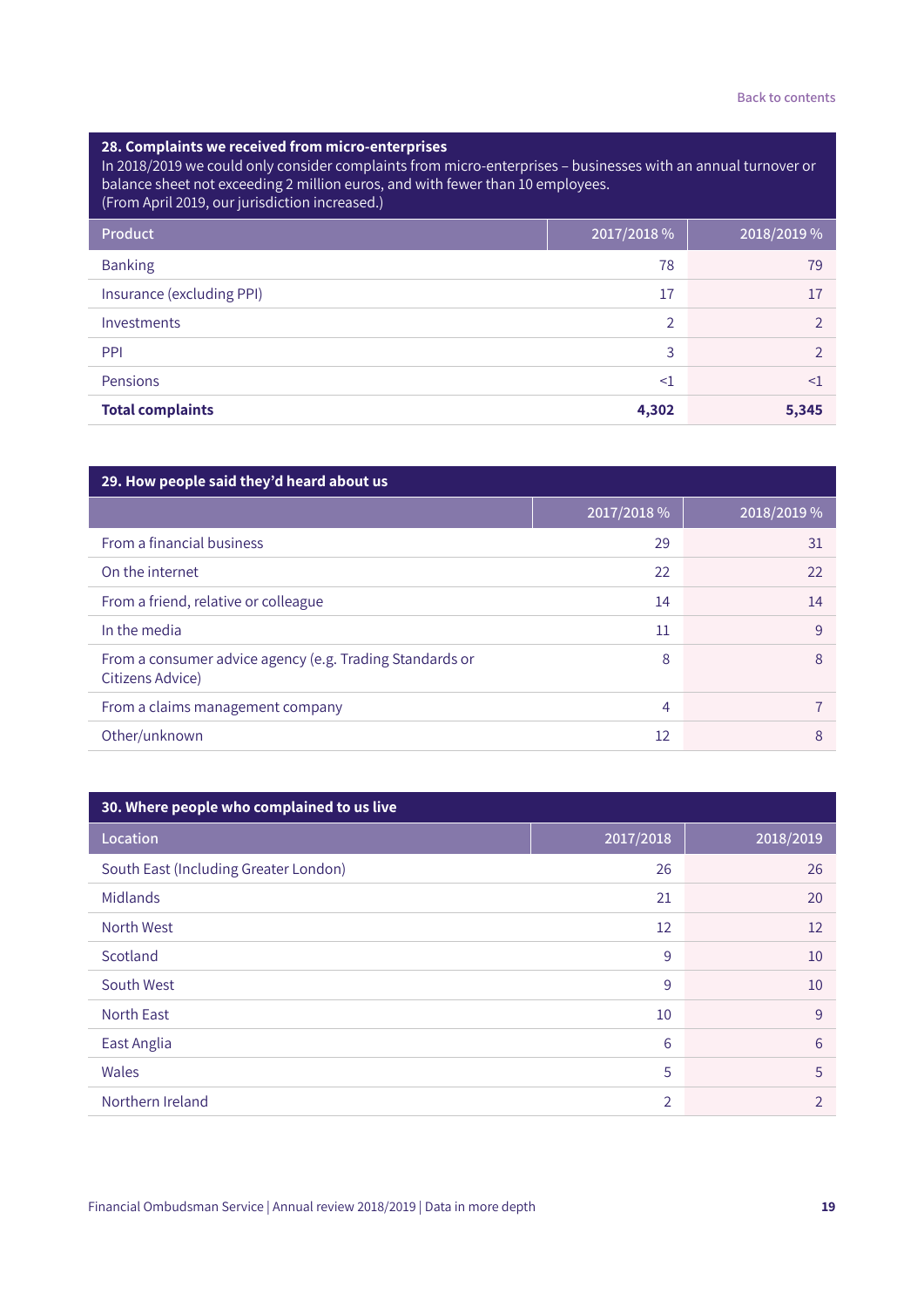Back to contents

## 28. Complaints we received from micro-enterprises

In 2018/2019 we could only consider complaints from micro-enterprises – businesses with an annual turnover or balance sheet not exceeding 2 million euros, and with fewer than 10 employees. (From April 2019, our jurisdiction increased.)

| Product | 2017/2018 % | 2018/2019 % |
|---|---|---|
| Banking | 78 | 79 |
| Insurance (excluding PPI) | 17 | 17 |
| Investments | 2 | 2 |
| PPI | 3 | 2 |
| Pensions | <1 | <1 |
| **Total complaints** | **4,302** | **5,345** |

## 29. How people said they'd heard about us

| | 2017/2018 % | 2018/2019 % |
|---|---|---|
| From a financial business | 29 | 31 |
| On the internet | 22 | 22 |
| From a friend, relative or colleague | 14 | 14 |
| In the media | 11 | 9 |
| From a consumer advice agency (e.g. Trading Standards or Citizens Advice) | 8 | 8 |
| From a claims management company | 4 | 7 |
| Other/unknown | 12 | 8 |

## 30. Where people who complained to us live

| Location | 2017/2018 | 2018/2019 |
|---|---|---|
| South East (Including Greater London) | 26 | 26 |
| Midlands | 21 | 20 |
| North West | 12 | 12 |
| Scotland | 9 | 10 |
| South West | 9 | 10 |
| North East | 10 | 9 |
| East Anglia | 6 | 6 |
| Wales | 5 | 5 |
| Northern Ireland | 2 | 2 |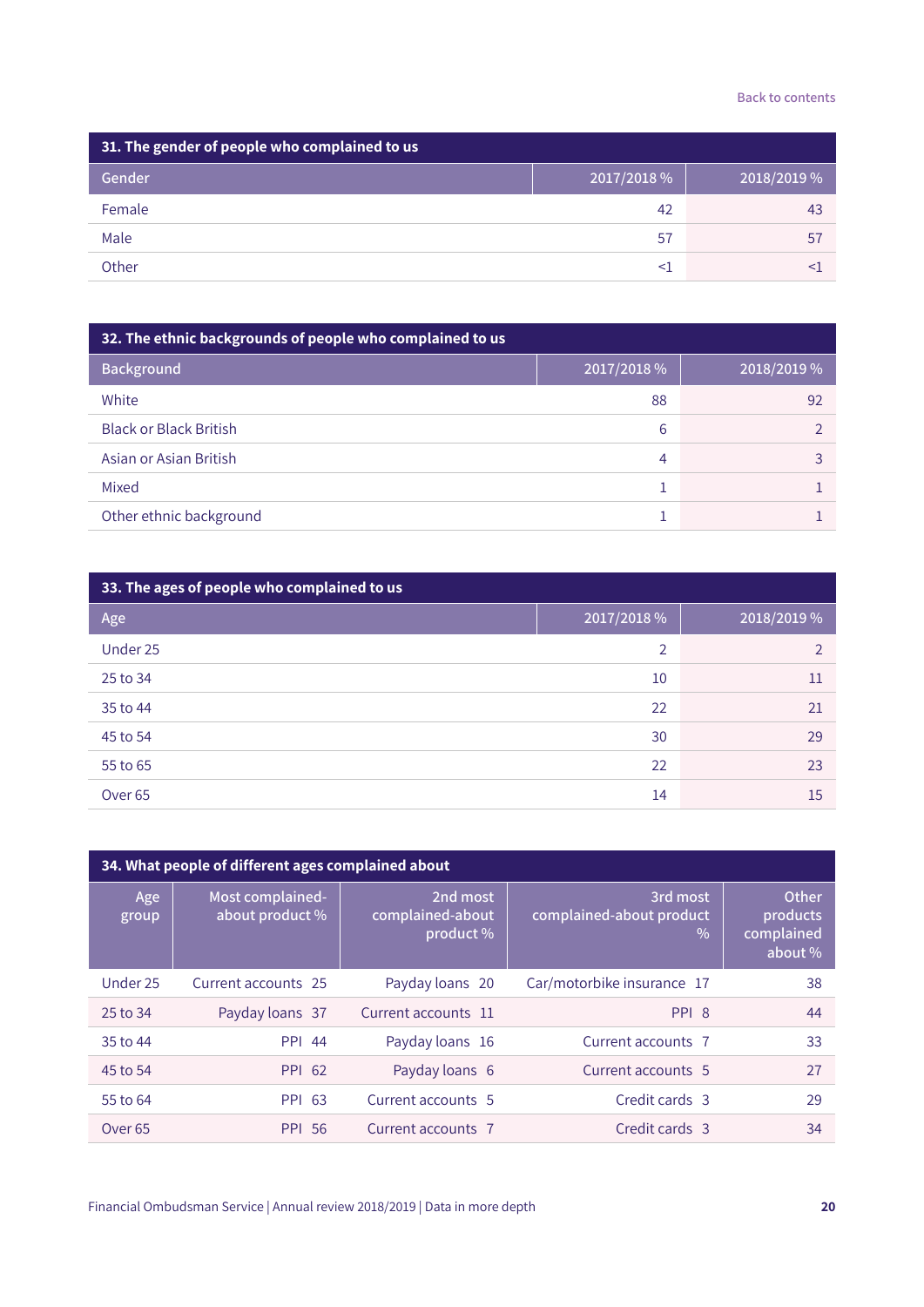| 31. The gender of people who complained to us | | |
|---|---|---|
| Gender | 2017/2018 % | 2018/2019 % |
| Female | 42 | 43 |
| Male | 57 | 57 |
| Other | <1 | <1 |

| 32. The ethnic backgrounds of people who complained to us | | |
|---|---|---|
| Background | 2017/2018 % | 2018/2019 % |
| White | 88 | 92 |
| Black or Black British | 6 | 2 |
| Asian or Asian British | 4 | 3 |
| Mixed | 1 | 1 |
| Other ethnic background | 1 | 1 |

| 33. The ages of people who complained to us | | |
|---|---|---|
| Age | 2017/2018 % | 2018/2019 % |
| Under 25 | 2 | 2 |
| 25 to 34 | 10 | 11 |
| 35 to 44 | 22 | 21 |
| 45 to 54 | 30 | 29 |
| 55 to 65 | 22 | 23 |
| Over 65 | 14 | 15 |

| 34. What people of different ages complained about | | | | |
|---|---|---|---|---|
| Age group | Most complained-about product % | 2nd most complained-about product % | 3rd most complained-about product % | Other products complained about % |
| Under 25 | Current accounts 25 | Payday loans 20 | Car/motorbike insurance 17 | 38 |
| 25 to 34 | Payday loans 37 | Current accounts 11 | PPI 8 | 44 |
| 35 to 44 | PPI 44 | Payday loans 16 | Current accounts 7 | 33 |
| 45 to 54 | PPI 62 | Payday loans 6 | Current accounts 5 | 27 |
| 55 to 64 | PPI 63 | Current accounts 5 | Credit cards 3 | 29 |
| Over 65 | PPI 56 | Current accounts 7 | Credit cards 3 | 34 |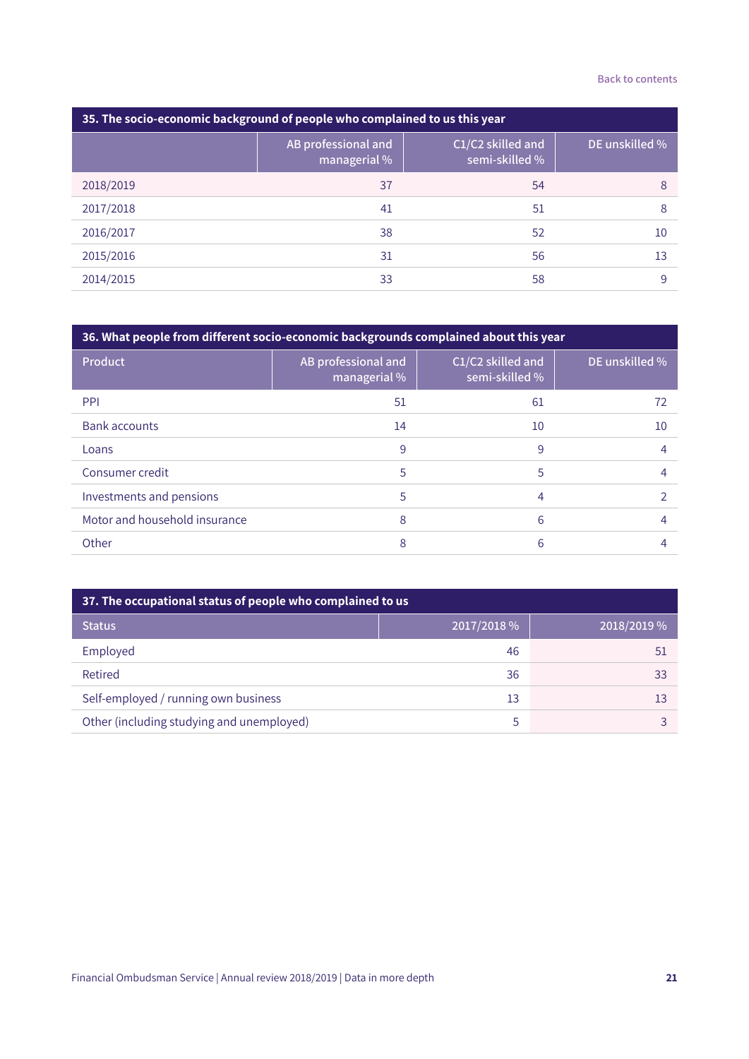Back to contents

| 35. The socio-economic background of people who complained to us this year | | | |
|---|---|---|---|
| | AB professional and managerial % | C1/C2 skilled and semi-skilled % | DE unskilled % |
| 2018/2019 | 37 | 54 | 8 |
| 2017/2018 | 41 | 51 | 8 |
| 2016/2017 | 38 | 52 | 10 |
| 2015/2016 | 31 | 56 | 13 |
| 2014/2015 | 33 | 58 | 9 |

| 36. What people from different socio-economic backgrounds complained about this year | | | |
|---|---|---|---|
| Product | AB professional and managerial % | C1/C2 skilled and semi-skilled % | DE unskilled % |
| PPI | 51 | 61 | 72 |
| Bank accounts | 14 | 10 | 10 |
| Loans | 9 | 9 | 4 |
| Consumer credit | 5 | 5 | 4 |
| Investments and pensions | 5 | 4 | 2 |
| Motor and household insurance | 8 | 6 | 4 |
| Other | 8 | 6 | 4 |

| 37. The occupational status of people who complained to us | | |
|---|---|---|
| Status | 2017/2018 % | 2018/2019 % |
| Employed | 46 | 51 |
| Retired | 36 | 33 |
| Self-employed / running own business | 13 | 13 |
| Other (including studying and unemployed) | 5 | 3 |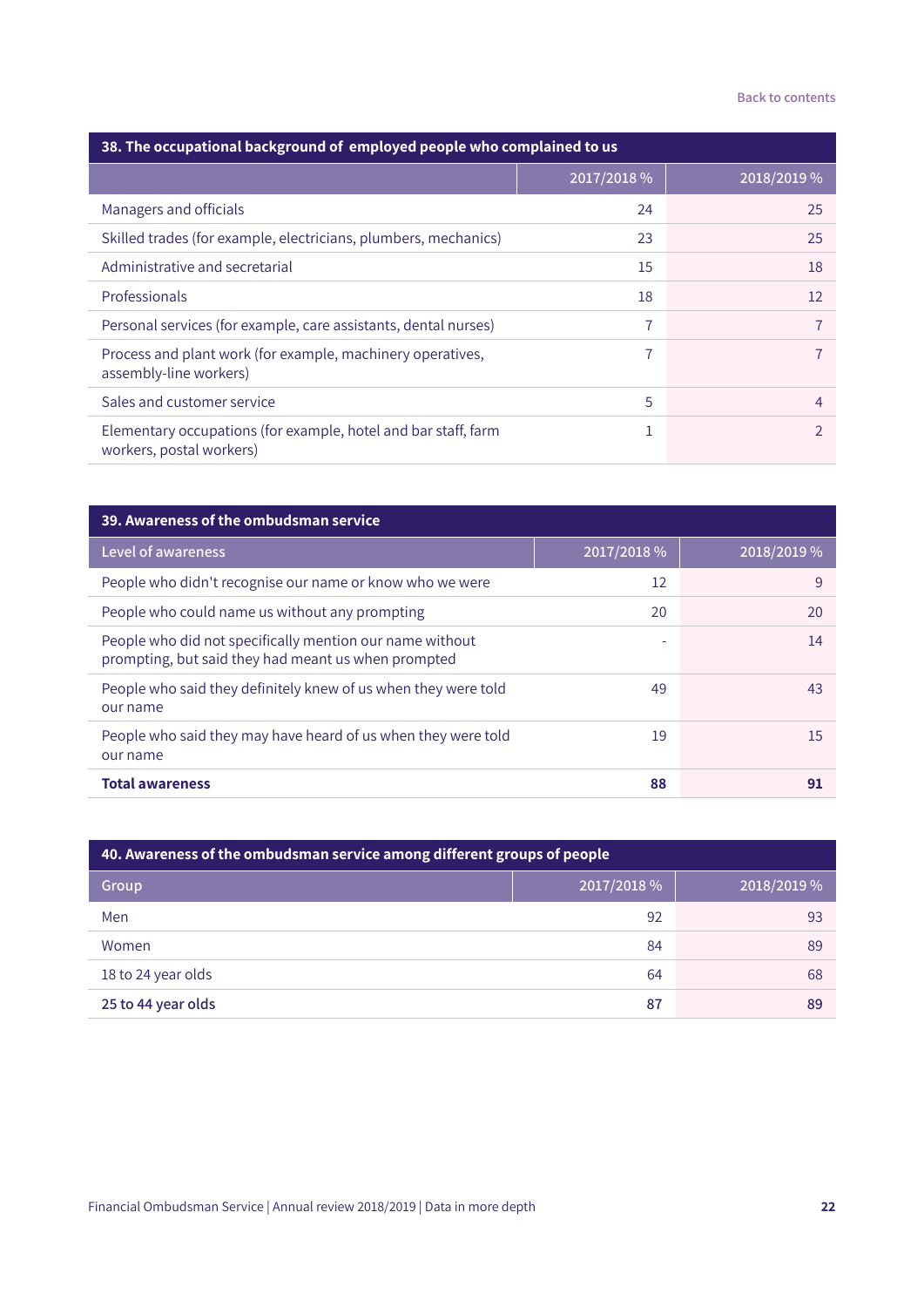| 38. The occupational background of employed people who complained to us | 2017/2018 % | 2018/2019 % |
|---|---|---|
| Managers and officials | 24 | 25 |
| Skilled trades (for example, electricians, plumbers, mechanics) | 23 | 25 |
| Administrative and secretarial | 15 | 18 |
| Professionals | 18 | 12 |
| Personal services (for example, care assistants, dental nurses) | 7 | 7 |
| Process and plant work (for example, machinery operatives, assembly-line workers) | 7 | 7 |
| Sales and customer service | 5 | 4 |
| Elementary occupations (for example, hotel and bar staff, farm workers, postal workers) | 1 | 2 |

| 39. Awareness of the ombudsman service | | |
|---|---|---|
| Level of awareness | 2017/2018 % | 2018/2019 % |
| People who didn't recognise our name or know who we were | 12 | 9 |
| People who could name us without any prompting | 20 | 20 |
| People who did not specifically mention our name without prompting, but said they had meant us when prompted | - | 14 |
| People who said they definitely knew of us when they were told our name | 49 | 43 |
| People who said they may have heard of us when they were told our name | 19 | 15 |
| **Total awareness** | **88** | **91** |

| 40. Awareness of the ombudsman service among different groups of people | | |
|---|---|---|
| Group | 2017/2018 % | 2018/2019 % |
| Men | 92 | 93 |
| Women | 84 | 89 |
| 18 to 24 year olds | 64 | 68 |
| 25 to 44 year olds | 87 | 89 |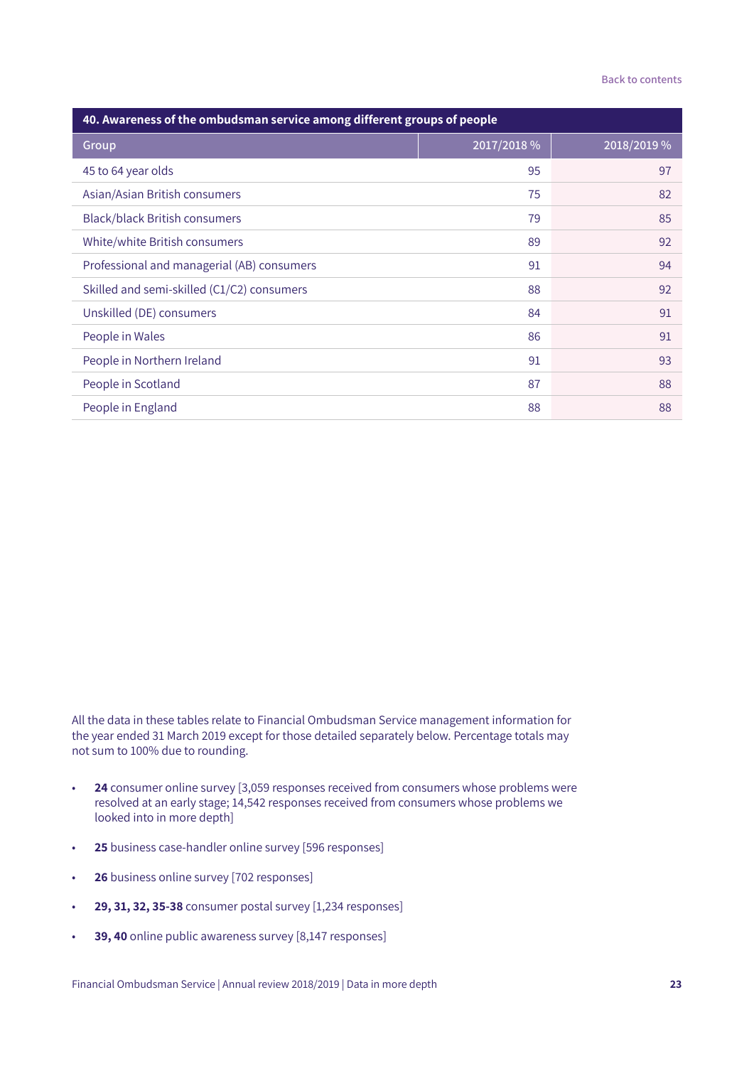Back to contents

| 40. Awareness of the ombudsman service among different groups of people | | |
|---|---|---|
| Group | 2017/2018 % | 2018/2019 % |
| 45 to 64 year olds | 95 | 97 |
| Asian/Asian British consumers | 75 | 82 |
| Black/black British consumers | 79 | 85 |
| White/white British consumers | 89 | 92 |
| Professional and managerial (AB) consumers | 91 | 94 |
| Skilled and semi-skilled (C1/C2) consumers | 88 | 92 |
| Unskilled (DE) consumers | 84 | 91 |
| People in Wales | 86 | 91 |
| People in Northern Ireland | 91 | 93 |
| People in Scotland | 87 | 88 |
| People in England | 88 | 88 |

All the data in these tables relate to Financial Ombudsman Service management information for the year ended 31 March 2019 except for those detailed separately below. Percentage totals may not sum to 100% due to rounding.

- **24** consumer online survey [3,059 responses received from consumers whose problems were resolved at an early stage; 14,542 responses received from consumers whose problems we looked into in more depth]
- **25** business case-handler online survey [596 responses]
- **26** business online survey [702 responses]
- **29, 31, 32, 35-38** consumer postal survey [1,234 responses]
- **39, 40** online public awareness survey [8,147 responses]